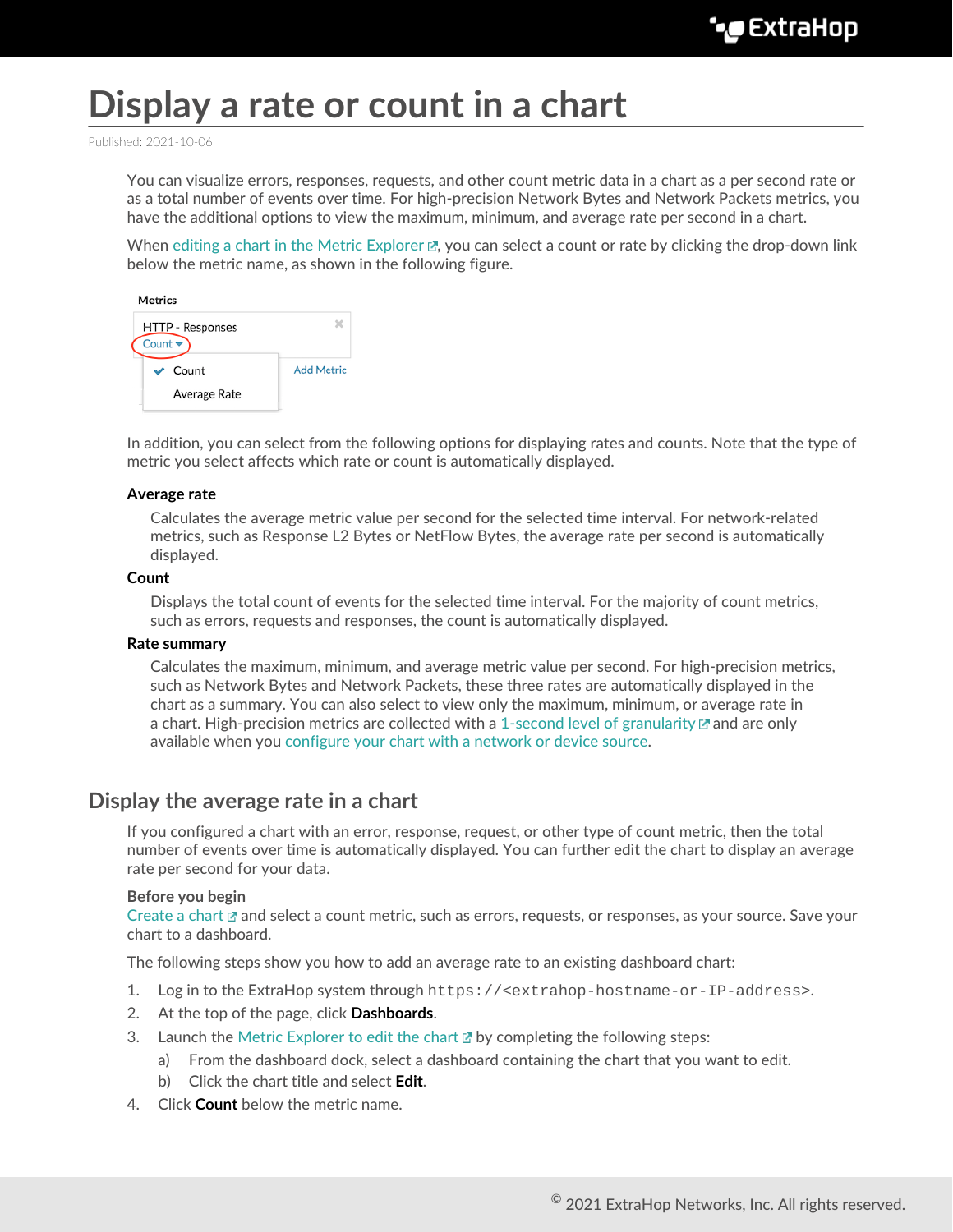# Display a rate or count in a chart

Published: 2021-10-06

You can visualize errors, responses, requests, and other count metric data in a chart as a per second rate or as a total number of events over time. For high-precision Network Bytes and Network Packets metrics, you have the additional options to view the maximum, minimum, and average rate per second in a chart.

When editing a chart in the Metric Explorer, you can select a count or rate by clicking the drop-down link below the metric name, as shown in the following figure.

In addition, you can select from the following options for displaying rates and counts. Note that the type of metric you select affects which rate or count is automatically displayed.

**Average rate**

Calculates the average metric value per second for the selected time interval. For network-related metrics, such as Response L2 Bytes or NetFlow Bytes, the average rate per second is automatically displayed.

**Count**

Displays the total count of events for the selected time interval. For the majority of count metrics, such as errors, requests and responses, the count is automatically displayed.

**Rate summary**

Calculates the maximum, minimum, and average metric value per second. For high-precision metrics, such as Network Bytes and Network Packets, these three rates are automatically displayed in the chart as a summary. You can also select to view only the maximum, minimum, or average rate in a chart. High-precision metrics are collected with a 1-second level of granularity and are only available when you configure your chart with a network or device source.

## Display the average rate in a chart

If you configured a chart with an error, response, request, or other type of count metric, then the total number of events over time is automatically displayed. You can further edit the chart to display an average rate per second for your data.

**Before you begin**

Create a chart and select a count metric, such as errors, requests, or responses, as your source. Save your chart to a dashboard.

The following steps show you how to add an average rate to an existing dashboard chart:

1. Log in to the ExtraHop system through `https://<extrahop-hostname-or-IP-address>`.
2. At the top of the page, click **Dashboards**.
3. Launch the Metric Explorer to edit the chart by completing the following steps:
   a) From the dashboard dock, select a dashboard containing the chart that you want to edit.
   b) Click the chart title and select **Edit**.
4. Click **Count** below the metric name.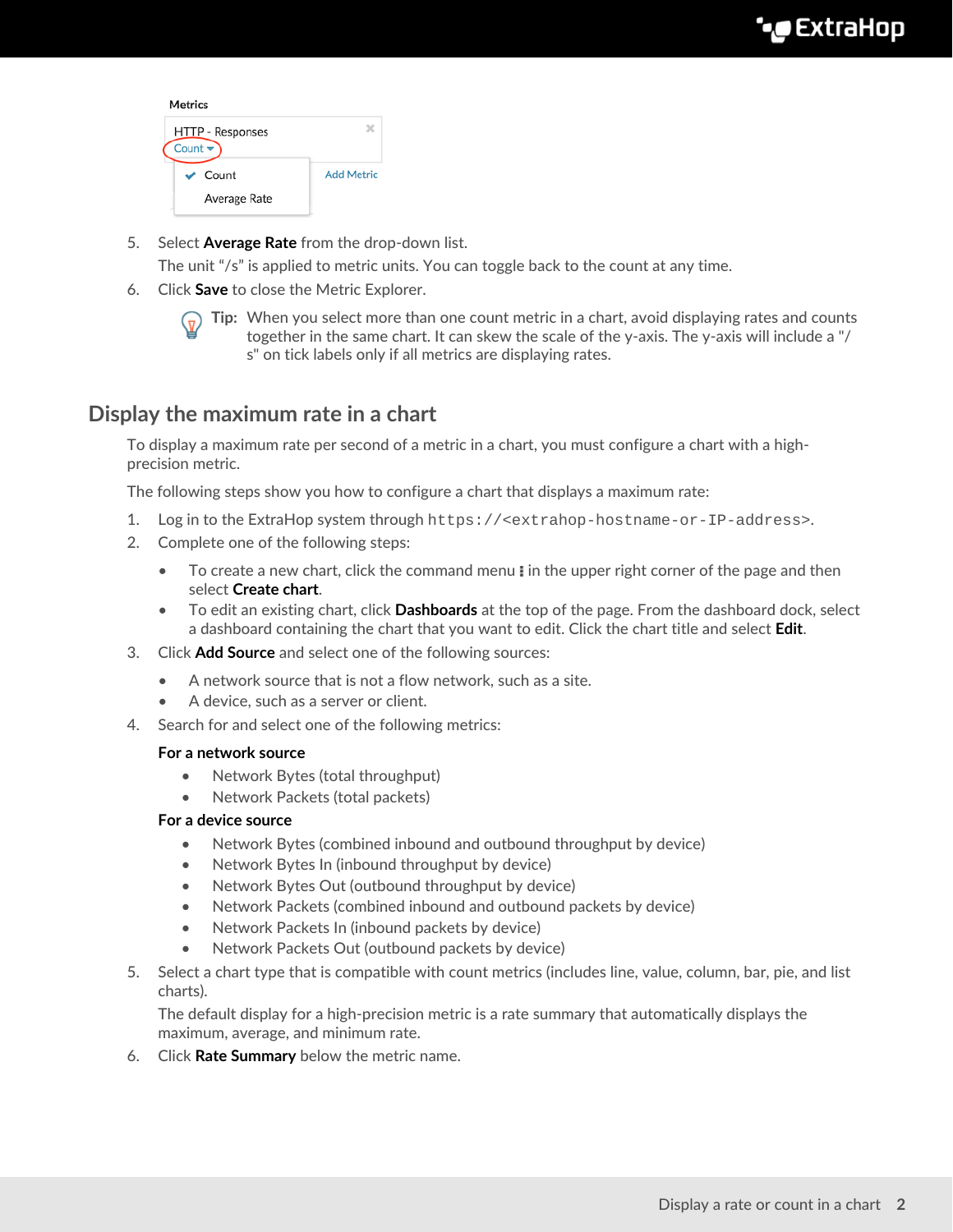5. Select **Average Rate** from the drop-down list.

   The unit "/s" is applied to metric units. You can toggle back to the count at any time.
6. Click **Save** to close the Metric Explorer.

   **Tip:** When you select more than one count metric in a chart, avoid displaying rates and counts together in the same chart. It can skew the scale of the y-axis. The y-axis will include a "/s" on tick labels only if all metrics are displaying rates.

## Display the maximum rate in a chart

To display a maximum rate per second of a metric in a chart, you must configure a chart with a high-precision metric.

The following steps show you how to configure a chart that displays a maximum rate:

1. Log in to the ExtraHop system through `https://<extrahop-hostname-or-IP-address>`.
2. Complete one of the following steps:
   - To create a new chart, click the command menu ⋮ in the upper right corner of the page and then select **Create chart**.
   - To edit an existing chart, click **Dashboards** at the top of the page. From the dashboard dock, select a dashboard containing the chart that you want to edit. Click the chart title and select **Edit**.
3. Click **Add Source** and select one of the following sources:
   - A network source that is not a flow network, such as a site.
   - A device, such as a server or client.
4. Search for and select one of the following metrics:

   **For a network source**
   - Network Bytes (total throughput)
   - Network Packets (total packets)

   **For a device source**
   - Network Bytes (combined inbound and outbound throughput by device)
   - Network Bytes In (inbound throughput by device)
   - Network Bytes Out (outbound throughput by device)
   - Network Packets (combined inbound and outbound packets by device)
   - Network Packets In (inbound packets by device)
   - Network Packets Out (outbound packets by device)
5. Select a chart type that is compatible with count metrics (includes line, value, column, bar, pie, and list charts).

   The default display for a high-precision metric is a rate summary that automatically displays the maximum, average, and minimum rate.
6. Click **Rate Summary** below the metric name.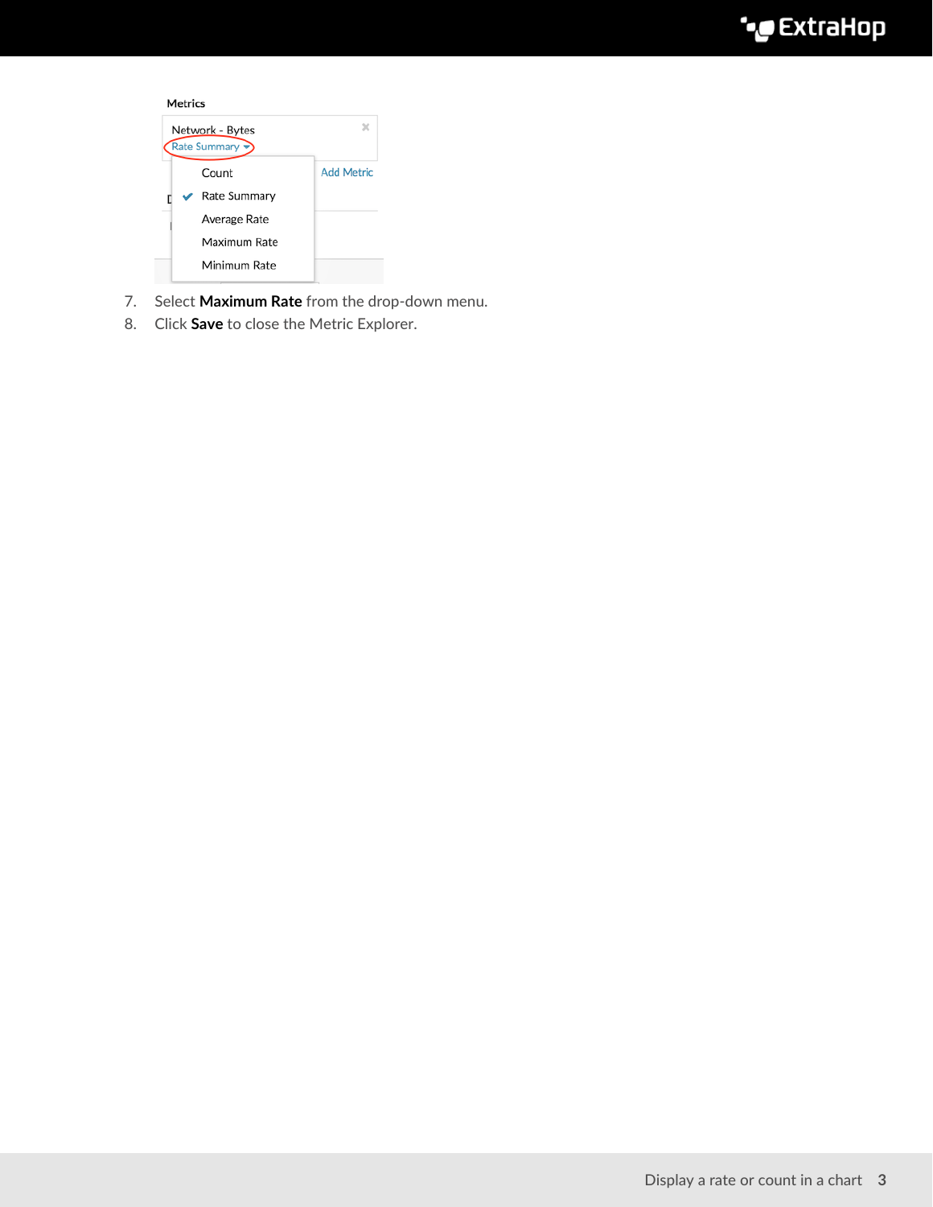Metrics

Network - Bytes
Rate Summary

Count
Rate Summary
Average Rate
Maximum Rate
Minimum Rate

Add Metric

7. Select **Maximum Rate** from the drop-down menu.
8. Click **Save** to close the Metric Explorer.